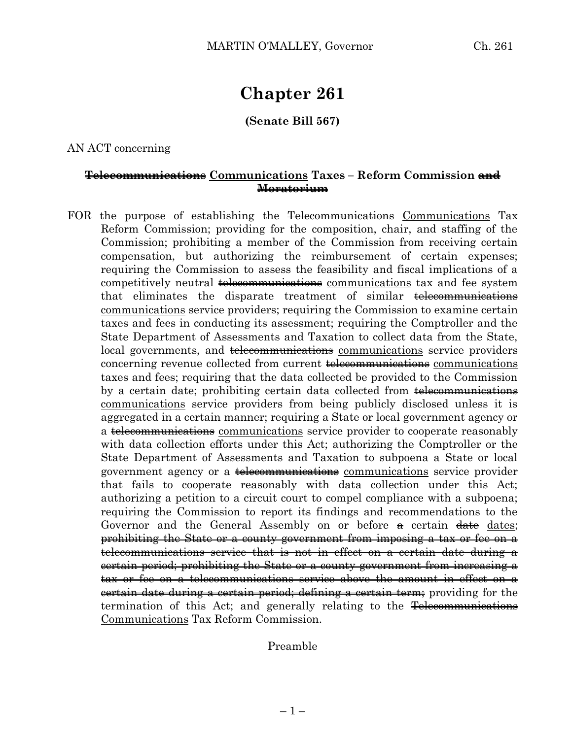# Chapter 261

**(Senate Bill 567)**

AN ACT concerning

**~~Telecommunications~~ <u>Communications</u> Taxes – Reform Commission ~~and Moratorium~~**

FOR the purpose of establishing the ~~Telecommunications~~ <u>Communications</u> Tax Reform Commission; providing for the composition, chair, and staffing of the Commission; prohibiting a member of the Commission from receiving certain compensation, but authorizing the reimbursement of certain expenses; requiring the Commission to assess the feasibility and fiscal implications of a competitively neutral ~~telecommunications~~ <u>communications</u> tax and fee system that eliminates the disparate treatment of similar ~~telecommunications~~ <u>communications</u> service providers; requiring the Commission to examine certain taxes and fees in conducting its assessment; requiring the Comptroller and the State Department of Assessments and Taxation to collect data from the State, local governments, and ~~telecommunications~~ <u>communications</u> service providers concerning revenue collected from current ~~telecommunications~~ <u>communications</u> taxes and fees; requiring that the data collected be provided to the Commission by a certain date; prohibiting certain data collected from ~~telecommunications~~ <u>communications</u> service providers from being publicly disclosed unless it is aggregated in a certain manner; requiring a State or local government agency or a ~~telecommunications~~ <u>communications</u> service provider to cooperate reasonably with data collection efforts under this Act; authorizing the Comptroller or the State Department of Assessments and Taxation to subpoena a State or local government agency or a ~~telecommunications~~ <u>communications</u> service provider that fails to cooperate reasonably with data collection under this Act; authorizing a petition to a circuit court to compel compliance with a subpoena; requiring the Commission to report its findings and recommendations to the Governor and the General Assembly on or before ~~a~~ certain ~~date~~ <u>dates</u>; ~~prohibiting the State or a county government from imposing a tax or fee on a telecommunications service that is not in effect on a certain date during a certain period; prohibiting the State or a county government from increasing a tax or fee on a telecommunications service above the amount in effect on a certain date during a certain period; defining a certain term;~~ providing for the termination of this Act; and generally relating to the ~~Telecommunications~~ <u>Communications</u> Tax Reform Commission.

Preamble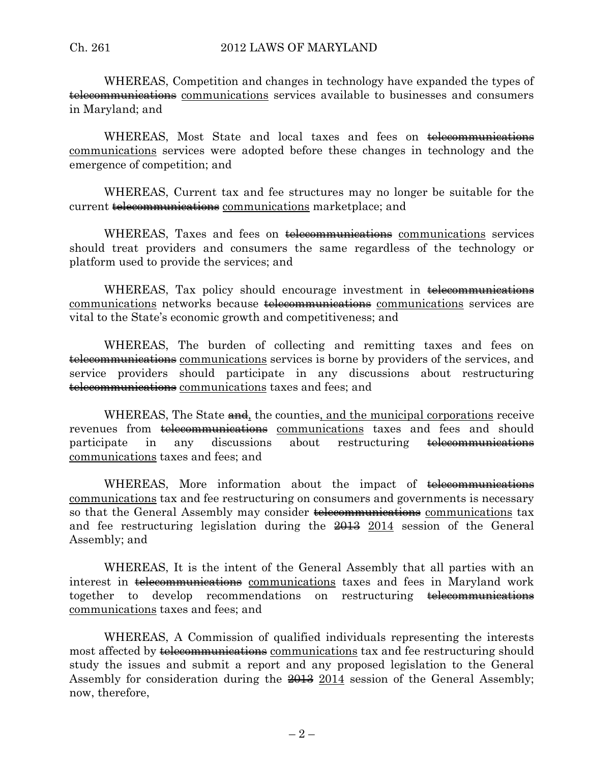WHEREAS, Competition and changes in technology have expanded the types of ~~telecommunications~~ <u>communications</u> services available to businesses and consumers in Maryland; and

WHEREAS, Most State and local taxes and fees on ~~telecommunications~~ <u>communications</u> services were adopted before these changes in technology and the emergence of competition; and

WHEREAS, Current tax and fee structures may no longer be suitable for the current ~~telecommunications~~ <u>communications</u> marketplace; and

WHEREAS, Taxes and fees on ~~telecommunications~~ <u>communications</u> services should treat providers and consumers the same regardless of the technology or platform used to provide the services; and

WHEREAS, Tax policy should encourage investment in ~~telecommunications~~ <u>communications</u> networks because ~~telecommunications~~ <u>communications</u> services are vital to the State's economic growth and competitiveness; and

WHEREAS, The burden of collecting and remitting taxes and fees on ~~telecommunications~~ <u>communications</u> services is borne by providers of the services, and service providers should participate in any discussions about restructuring ~~telecommunications~~ <u>communications</u> taxes and fees; and

WHEREAS, The State ~~and~~<u>,</u> the counties<u>, and the municipal corporations</u> receive revenues from ~~telecommunications~~ <u>communications</u> taxes and fees and should participate in any discussions about restructuring ~~telecommunications~~ <u>communications</u> taxes and fees; and

WHEREAS, More information about the impact of ~~telecommunications~~ <u>communications</u> tax and fee restructuring on consumers and governments is necessary so that the General Assembly may consider ~~telecommunications~~ <u>communications</u> tax and fee restructuring legislation during the ~~2013~~ <u>2014</u> session of the General Assembly; and

WHEREAS, It is the intent of the General Assembly that all parties with an interest in ~~telecommunications~~ <u>communications</u> taxes and fees in Maryland work together to develop recommendations on restructuring ~~telecommunications~~ <u>communications</u> taxes and fees; and

WHEREAS, A Commission of qualified individuals representing the interests most affected by ~~telecommunications~~ <u>communications</u> tax and fee restructuring should study the issues and submit a report and any proposed legislation to the General Assembly for consideration during the ~~2013~~ <u>2014</u> session of the General Assembly; now, therefore,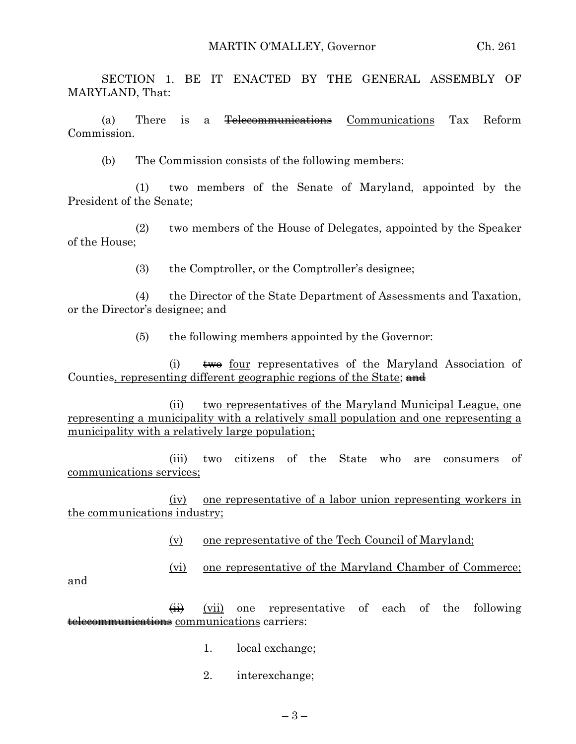SECTION 1. BE IT ENACTED BY THE GENERAL ASSEMBLY OF MARYLAND, That:

(a) There is a ~~Telecommunications~~ Communications Tax Reform Commission.

(b) The Commission consists of the following members:

(1) two members of the Senate of Maryland, appointed by the President of the Senate;

(2) two members of the House of Delegates, appointed by the Speaker of the House;

(3) the Comptroller, or the Comptroller's designee;

(4) the Director of the State Department of Assessments and Taxation, or the Director's designee; and

(5) the following members appointed by the Governor:

(i) ~~two~~ four representatives of the Maryland Association of Counties, representing different geographic regions of the State; ~~and~~

(ii) two representatives of the Maryland Municipal League, one representing a municipality with a relatively small population and one representing a municipality with a relatively large population;

(iii) two citizens of the State who are consumers of communications services;

(iv) one representative of a labor union representing workers in the communications industry;

(v) one representative of the Tech Council of Maryland;

(vi) one representative of the Maryland Chamber of Commerce; and

~~(ii)~~ (vii) one representative of each of the following ~~telecommunications~~ communications carriers:

1. local exchange;

2. interexchange;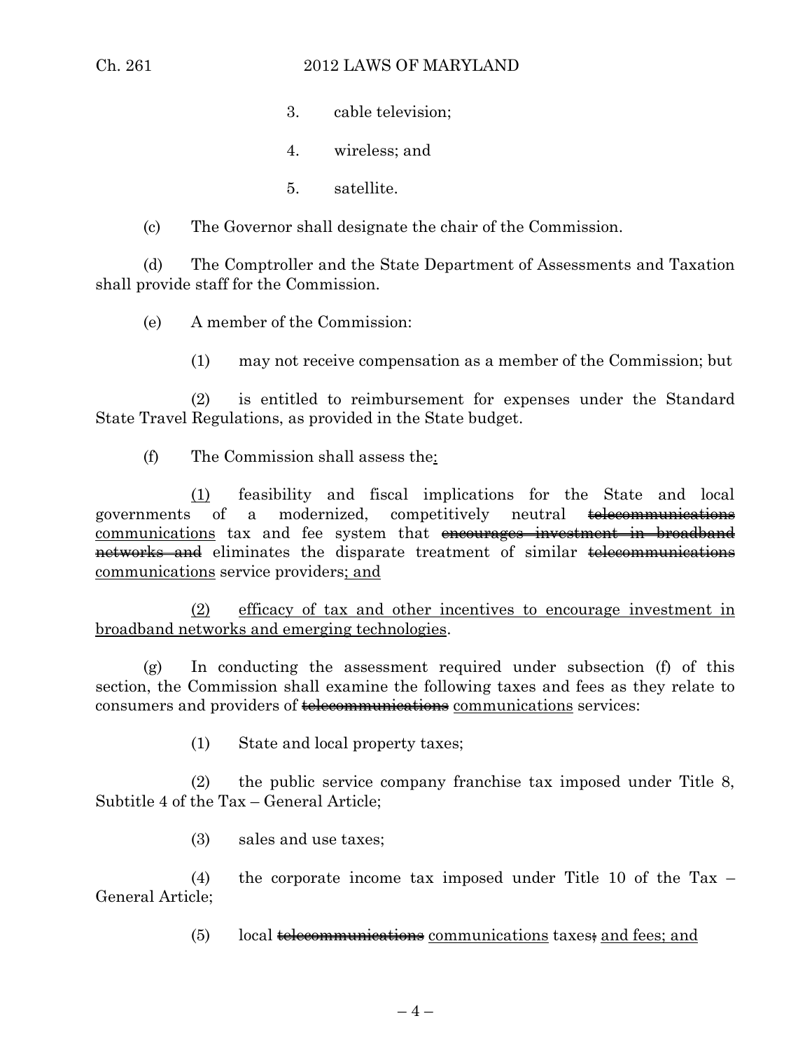3. cable television;

4. wireless; and

5. satellite.

(c) The Governor shall designate the chair of the Commission.

(d) The Comptroller and the State Department of Assessments and Taxation shall provide staff for the Commission.

(e) A member of the Commission:

(1) may not receive compensation as a member of the Commission; but

(2) is entitled to reimbursement for expenses under the Standard State Travel Regulations, as provided in the State budget.

(f) The Commission shall assess the<u>:</u>

<u>(1)</u> feasibility and fiscal implications for the State and local governments of a modernized, competitively neutral ~~telecommunications~~ <u>communications</u> tax and fee system that ~~encourages investment in broadband networks and~~ eliminates the disparate treatment of similar ~~telecommunications~~ <u>communications</u> service providers<u>; and</u>

<u>(2) efficacy of tax and other incentives to encourage investment in broadband networks and emerging technologies</u>.

(g) In conducting the assessment required under subsection (f) of this section, the Commission shall examine the following taxes and fees as they relate to consumers and providers of ~~telecommunications~~ <u>communications</u> services:

(1) State and local property taxes;

(2) the public service company franchise tax imposed under Title 8, Subtitle 4 of the Tax – General Article;

(3) sales and use taxes;

(4) the corporate income tax imposed under Title 10 of the Tax – General Article;

(5) local ~~telecommunications~~ <u>communications</u> taxes~~;~~ <u>and fees; and</u>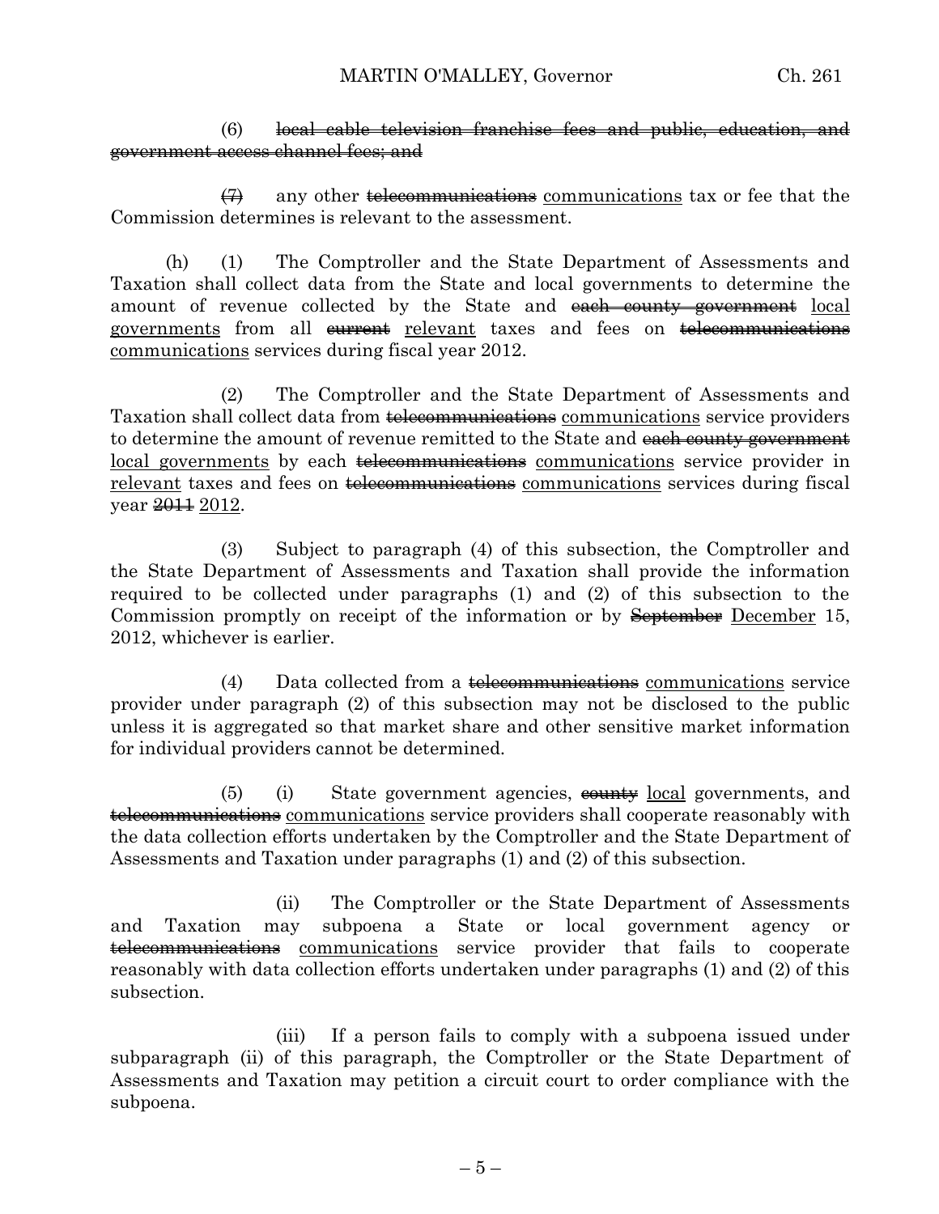(6) ~~local cable television franchise fees and public, education, and government access channel fees; and~~

~~(7)~~ any other ~~telecommunications~~ communications tax or fee that the Commission determines is relevant to the assessment.

(h) (1) The Comptroller and the State Department of Assessments and Taxation shall collect data from the State and local governments to determine the amount of revenue collected by the State and ~~each county government~~ local governments from all ~~current~~ relevant taxes and fees on ~~telecommunications~~ communications services during fiscal year 2012.

(2) The Comptroller and the State Department of Assessments and Taxation shall collect data from ~~telecommunications~~ communications service providers to determine the amount of revenue remitted to the State and ~~each county government~~ local governments by each ~~telecommunications~~ communications service provider in relevant taxes and fees on ~~telecommunications~~ communications services during fiscal year ~~2011~~ 2012.

(3) Subject to paragraph (4) of this subsection, the Comptroller and the State Department of Assessments and Taxation shall provide the information required to be collected under paragraphs (1) and (2) of this subsection to the Commission promptly on receipt of the information or by ~~September~~ December 15, 2012, whichever is earlier.

(4) Data collected from a ~~telecommunications~~ communications service provider under paragraph (2) of this subsection may not be disclosed to the public unless it is aggregated so that market share and other sensitive market information for individual providers cannot be determined.

(5) (i) State government agencies, ~~county~~ local governments, and ~~telecommunications~~ communications service providers shall cooperate reasonably with the data collection efforts undertaken by the Comptroller and the State Department of Assessments and Taxation under paragraphs (1) and (2) of this subsection.

(ii) The Comptroller or the State Department of Assessments and Taxation may subpoena a State or local government agency or ~~telecommunications~~ communications service provider that fails to cooperate reasonably with data collection efforts undertaken under paragraphs (1) and (2) of this subsection.

(iii) If a person fails to comply with a subpoena issued under subparagraph (ii) of this paragraph, the Comptroller or the State Department of Assessments and Taxation may petition a circuit court to order compliance with the subpoena.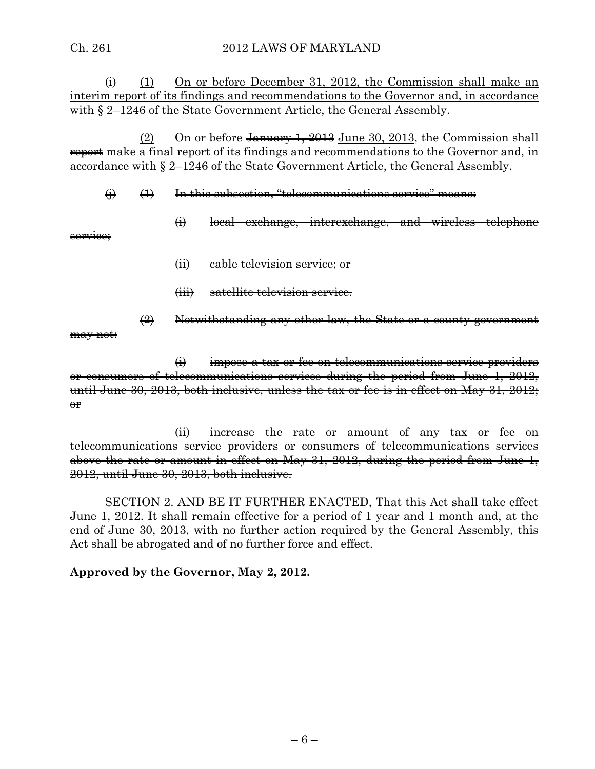(i) (1) <u>On or before December 31, 2012, the Commission shall make an interim report of its findings and recommendations to the Governor and, in accordance with § 2–1246 of the State Government Article, the General Assembly.</u>

<u>(2)</u> On or before ~~January 1, 2013~~ <u>June 30, 2013</u>, the Commission shall ~~report~~ <u>make a final report of</u> its findings and recommendations to the Governor and, in accordance with § 2–1246 of the State Government Article, the General Assembly.

~~(j) (1) In this subsection, "telecommunications service" means:~~

~~(i) local exchange, interexchange, and wireless telephone service;~~

~~(ii) cable television service; or~~

~~(iii) satellite television service.~~

~~(2) Notwithstanding any other law, the State or a county government may not:~~

~~(i) impose a tax or fee on telecommunications service providers or consumers of telecommunications services during the period from June 1, 2012, until June 30, 2013, both inclusive, unless the tax or fee is in effect on May 31, 2012; or~~

~~(ii) increase the rate or amount of any tax or fee on telecommunications service providers or consumers of telecommunications services above the rate or amount in effect on May 31, 2012, during the period from June 1, 2012, until June 30, 2013, both inclusive.~~

SECTION 2. AND BE IT FURTHER ENACTED, That this Act shall take effect June 1, 2012. It shall remain effective for a period of 1 year and 1 month and, at the end of June 30, 2013, with no further action required by the General Assembly, this Act shall be abrogated and of no further force and effect.

**Approved by the Governor, May 2, 2012.**